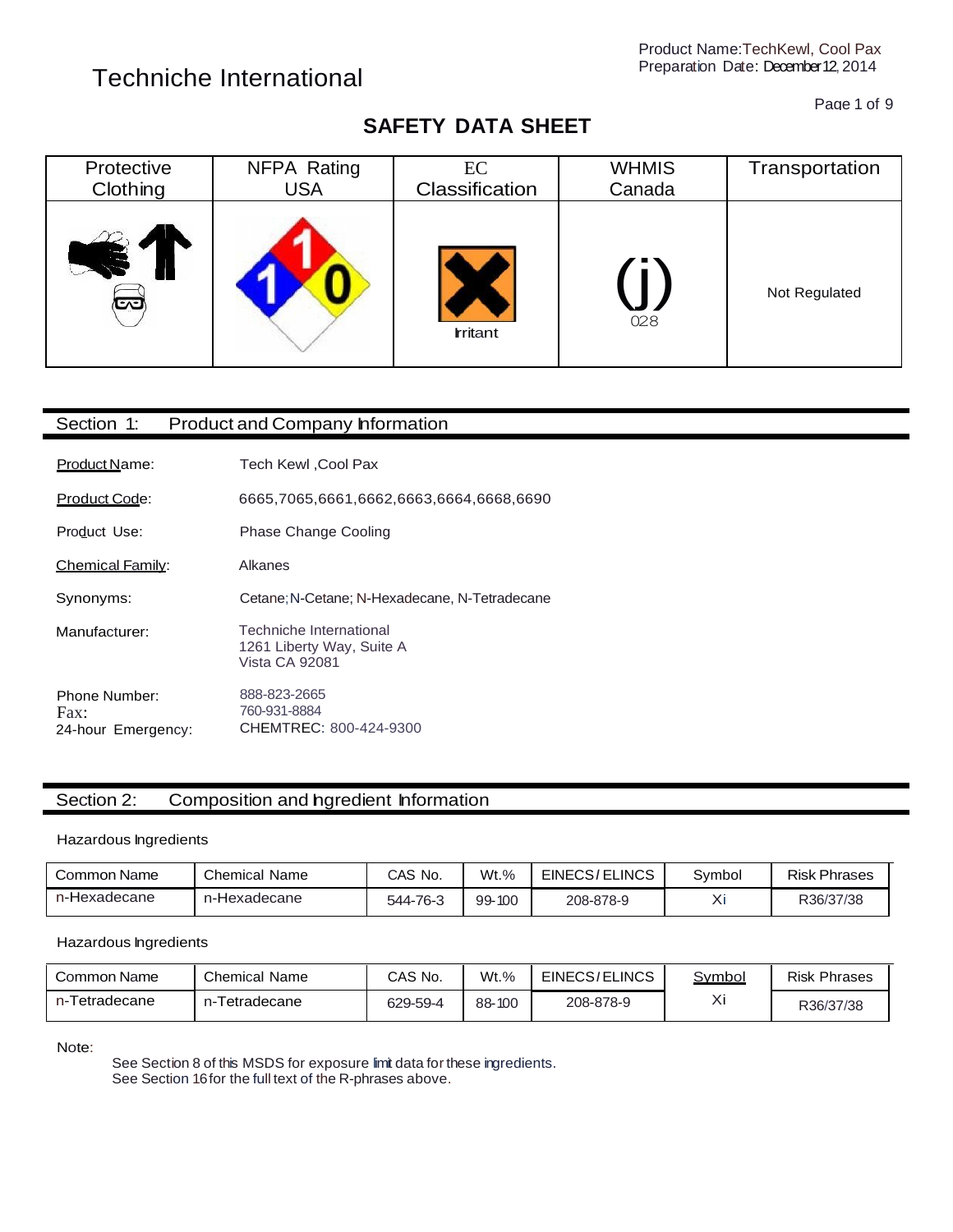Techniche International

Product Name:TechKewl, Cool Pax
Preparation Date: December 12, 2014

# SAFETY DATA SHEET

| Protective Clothing | NFPA Rating USA | EC Classification | WHMIS Canada | Transportation |
|---|---|---|---|---|
| | 1 1 0 | Irritant | 028 | Not Regulated |

## Section 1: Product and Company Information

Product Name: Tech Kewl ,Cool Pax

Product Code: 6665,7065,6661,6662,6663,6664,6668,6690

Product Use: Phase Change Cooling

Chemical Family: Alkanes

Synonyms: Cetane;N-Cetane; N-Hexadecane, N-Tetradecane

Manufacturer: Techniche International
1261 Liberty Way, Suite A
Vista CA 92081

Phone Number: 888-823-2665
Fax: 760-931-8884
24-hour Emergency: CHEMTREC: 800-424-9300

## Section 2: Composition and Ingredient Information

Hazardous Ingredients

| Common Name | Chemical Name | CAS No. | Wt.% | EINECS/ELINCS | Symbol | Risk Phrases |
|---|---|---|---|---|---|---|
| n-Hexadecane | n-Hexadecane | 544-76-3 | 99-100 | 208-878-9 | Xi | R36/37/38 |

Hazardous Ingredients

| Common Name | Chemical Name | CAS No. | Wt.% | EINECS/ELINCS | Symbol | Risk Phrases |
|---|---|---|---|---|---|---|
| n-Tetradecane | n-Tetradecane | 629-59-4 | 88-100 | 208-878-9 | Xi | R36/37/38 |

Note:

See Section 8 of this MSDS for exposure limit data for these ingredients.
See Section 16 for the full text of the R-phrases above.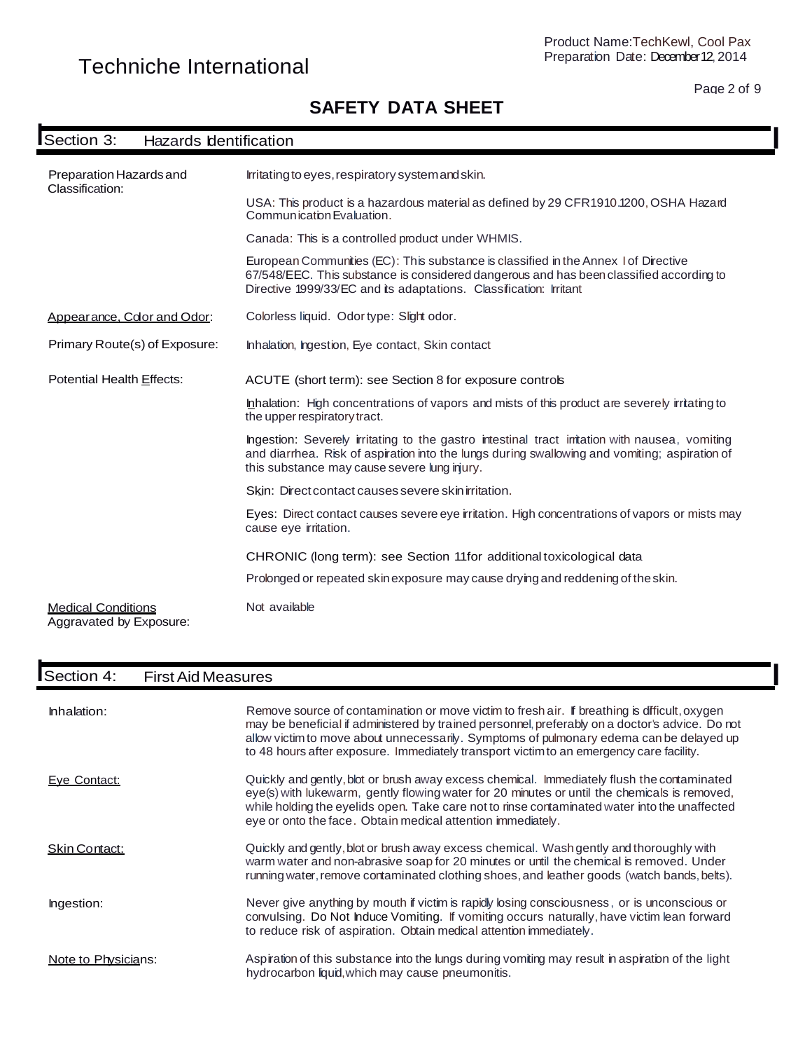# SAFETY DATA SHEET

## Section 3: Hazards Identification

**Preparation Hazards and Classification:**

Irritating to eyes, respiratory system and skin.

USA: This product is a hazardous material as defined by 29 CFR1910.1200, OSHA Hazard Communication Evaluation.

Canada: This is a controlled product under WHMIS.

European Communities (EC): This substance is classified in the Annex I of Directive 67/548/EEC. This substance is considered dangerous and has been classified according to Directive 1999/33/EC and its adaptations. Classification: Irritant

**Appearance, Color and Odor:** Colorless liquid. Odor type: Slight odor.

**Primary Route(s) of Exposure:** Inhalation, Ingestion, Eye contact, Skin contact

**Potential Health Effects:**

ACUTE (short term): see Section 8 for exposure controls

Inhalation: High concentrations of vapors and mists of this product are severely irritating to the upper respiratory tract.

Ingestion: Severely irritating to the gastro intestinal tract irritation with nausea, vomiting and diarrhea. Risk of aspiration into the lungs during swallowing and vomiting; aspiration of this substance may cause severe lung injury.

Skin: Direct contact causes severe skin irritation.

Eyes: Direct contact causes severe eye irritation. High concentrations of vapors or mists may cause eye irritation.

CHRONIC (long term): see Section 11for additional toxicological data

Prolonged or repeated skin exposure may cause drying and reddening of the skin.

**Medical Conditions Aggravated by Exposure:** Not available

## Section 4: First Aid Measures

**Inhalation:** Remove source of contamination or move victim to fresh air. If breathing is difficult, oxygen may be beneficial if administered by trained personnel, preferably on a doctor's advice. Do not allow victim to move about unnecessarily. Symptoms of pulmonary edema can be delayed up to 48 hours after exposure. Immediately transport victim to an emergency care facility.

**Eye Contact:** Quickly and gently, blot or brush away excess chemical. Immediately flush the contaminated eye(s) with lukewarm, gently flowing water for 20 minutes or until the chemicals is removed, while holding the eyelids open. Take care not to rinse contaminated water into the unaffected eye or onto the face. Obtain medical attention immediately.

**Skin Contact:** Quickly and gently, blot or brush away excess chemical. Wash gently and thoroughly with warm water and non-abrasive soap for 20 minutes or until the chemical is removed. Under running water, remove contaminated clothing shoes, and leather goods (watch bands, belts).

**Ingestion:** Never give anything by mouth if victim is rapidly losing consciousness, or is unconscious or convulsing. Do Not Induce Vomiting. If vomiting occurs naturally, have victim lean forward to reduce risk of aspiration. Obtain medical attention immediately.

**Note to Physicians:** Aspiration of this substance into the lungs during vomiting may result in aspiration of the light hydrocarbon liquid, which may cause pneumonitis.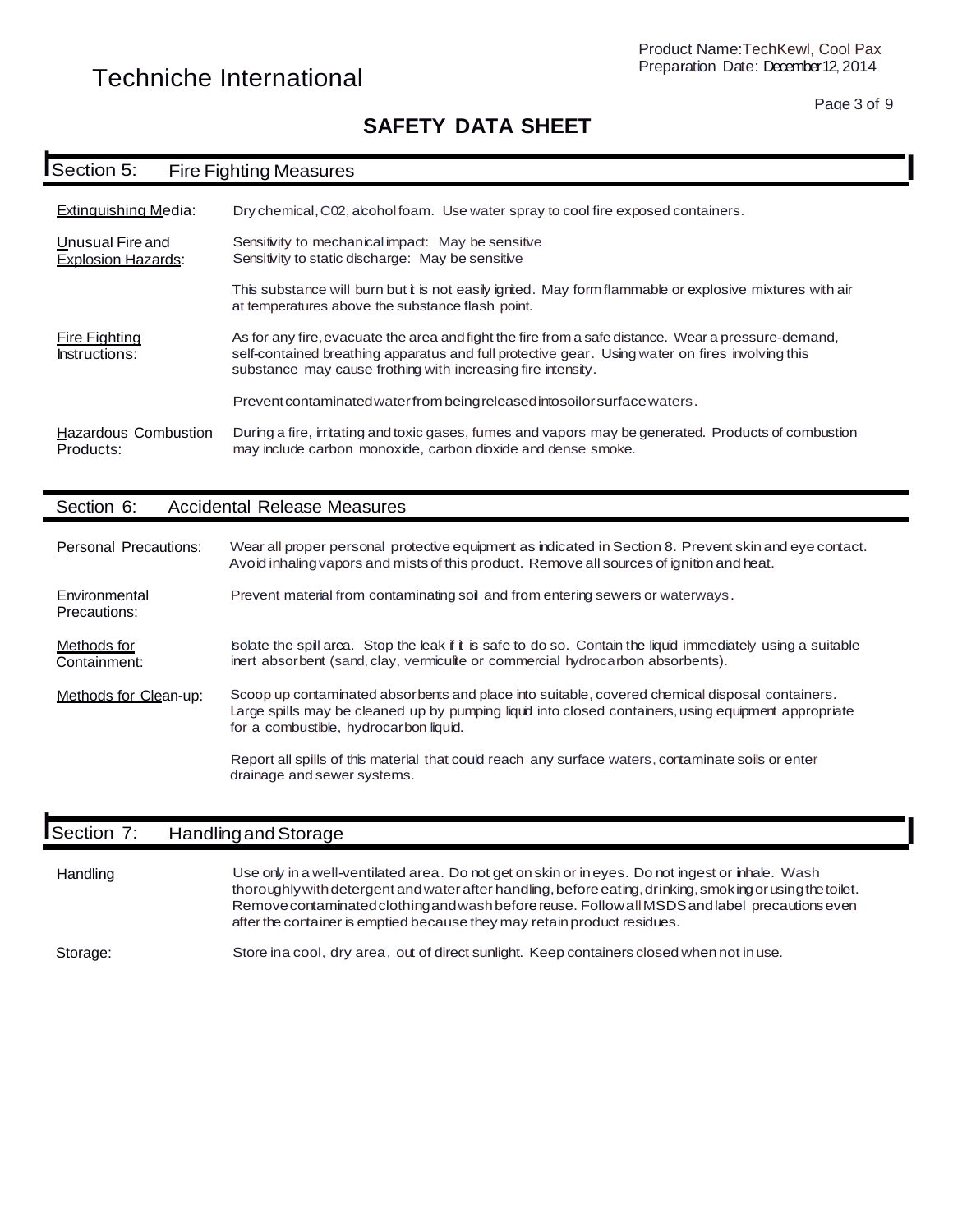Techniche International

# SAFETY DATA SHEET

## Section 5: Fire Fighting Measures

**Extinguishing Media:** Dry chemical, C02, alcohol foam. Use water spray to cool fire exposed containers.

**Unusual Fire and Explosion Hazards:** Sensitivity to mechanical impact: May be sensitive
Sensitivity to static discharge: May be sensitive

This substance will burn but it is not easily ignited. May form flammable or explosive mixtures with air at temperatures above the substance flash point.

**Fire Fighting Instructions:** As for any fire, evacuate the area and fight the fire from a safe distance. Wear a pressure-demand, self-contained breathing apparatus and full protective gear. Using water on fires involving this substance may cause frothing with increasing fire intensity.

Prevent contaminated water from being released into soil or surface waters.

**Hazardous Combustion Products:** During a fire, irritating and toxic gases, fumes and vapors may be generated. Products of combustion may include carbon monoxide, carbon dioxide and dense smoke.

## Section 6: Accidental Release Measures

**Personal Precautions:** Wear all proper personal protective equipment as indicated in Section 8. Prevent skin and eye contact. Avoid inhaling vapors and mists of this product. Remove all sources of ignition and heat.

**Environmental Precautions:** Prevent material from contaminating soil and from entering sewers or waterways.

**Methods for Containment:** Isolate the spill area. Stop the leak if it is safe to do so. Contain the liquid immediately using a suitable inert absorbent (sand, clay, vermiculite or commercial hydrocarbon absorbents).

**Methods for Clean-up:** Scoop up contaminated absorbents and place into suitable, covered chemical disposal containers. Large spills may be cleaned up by pumping liquid into closed containers, using equipment appropriate for a combustible, hydrocarbon liquid.

Report all spills of this material that could reach any surface waters, contaminate soils or enter drainage and sewer systems.

## Section 7: Handling and Storage

**Handling:** Use only in a well-ventilated area. Do not get on skin or in eyes. Do not ingest or inhale. Wash thoroughly with detergent and water after handling, before eating, drinking, smoking or using the toilet. Remove contaminated clothing and wash before reuse. Follow all MSDS and label precautions even after the container is emptied because they may retain product residues.

**Storage:** Store in a cool, dry area, out of direct sunlight. Keep containers closed when not in use.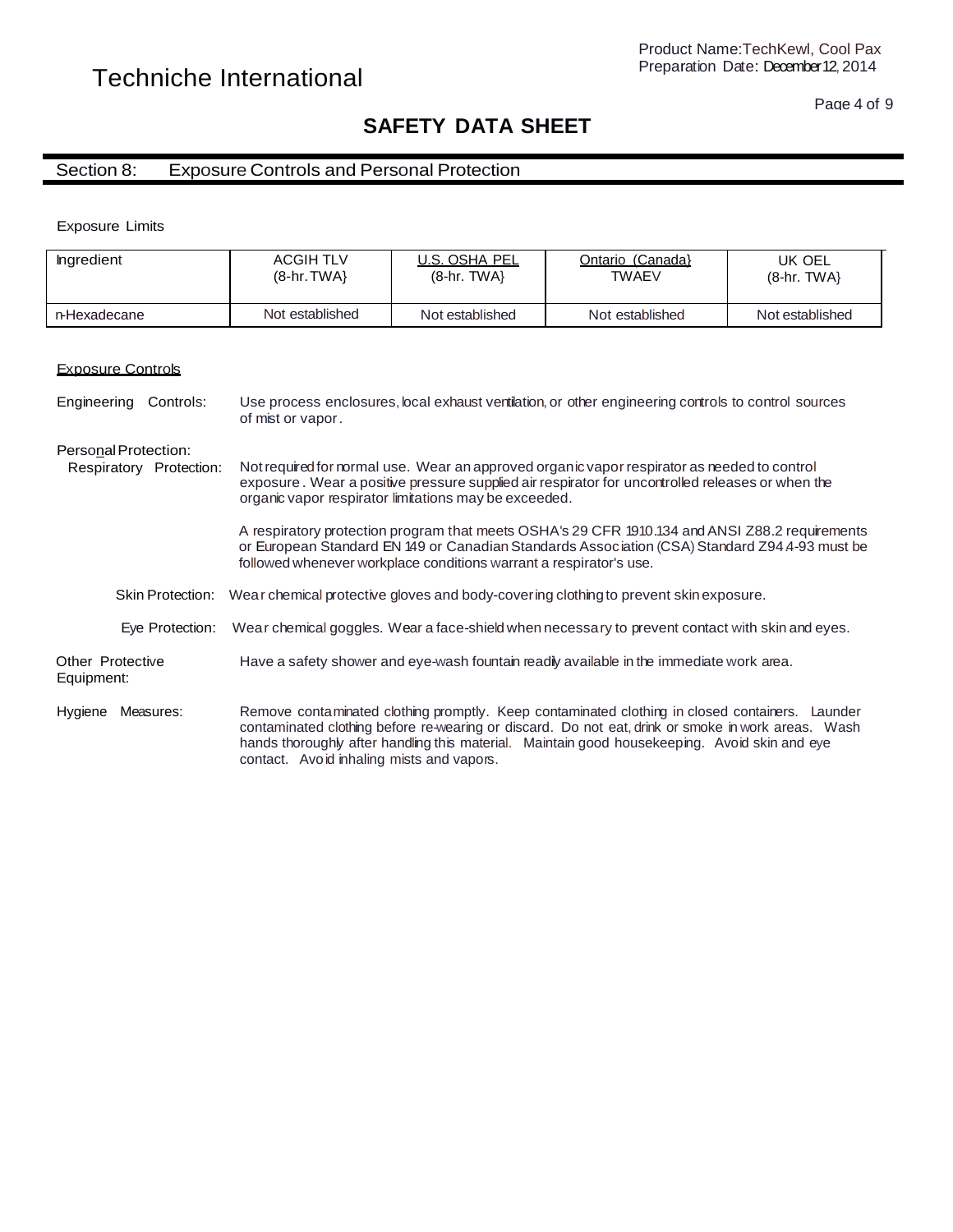## SAFETY DATA SHEET

## Section 8: Exposure Controls and Personal Protection

Exposure Limits

| Ingredient | ACGIH TLV (8-hr. TWA} | U.S. OSHA PEL (8-hr. TWA} | Ontario (Canada} TWAEV | UK OEL (8-hr. TWA} |
|---|---|---|---|---|
| n-Hexadecane | Not established | Not established | Not established | Not established |

### Exposure Controls

**Engineering Controls:** Use process enclosures, local exhaust ventilation, or other engineering controls to control sources of mist or vapor.

**Personal Protection:**

**Respiratory Protection:** Not required for normal use. Wear an approved organic vapor respirator as needed to control exposure. Wear a positive pressure supplied air respirator for uncontrolled releases or when the organic vapor respirator limitations may be exceeded.

A respiratory protection program that meets OSHA's 29 CFR 1910.134 and ANSI Z88.2 requirements or European Standard EN 149 or Canadian Standards Association (CSA) Standard Z94.4-93 must be followed whenever workplace conditions warrant a respirator's use.

**Skin Protection:** Wear chemical protective gloves and body-covering clothing to prevent skin exposure.

**Eye Protection:** Wear chemical goggles. Wear a face-shield when necessary to prevent contact with skin and eyes.

**Other Protective Equipment:** Have a safety shower and eye-wash fountain readily available in the immediate work area.

**Hygiene Measures:** Remove contaminated clothing promptly. Keep contaminated clothing in closed containers. Launder contaminated clothing before re-wearing or discard. Do not eat, drink or smoke in work areas. Wash hands thoroughly after handling this material. Maintain good housekeeping. Avoid skin and eye contact. Avoid inhaling mists and vapors.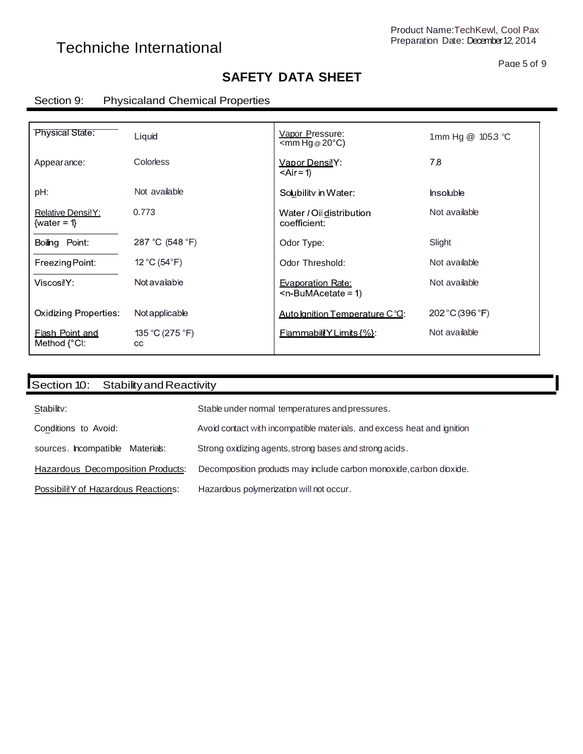# SAFETY DATA SHEET

## Section 9: Physicaland Chemical Properties

| Property | Value | Property | Value |
|---|---|---|---|
| Physical State: | Liquid | Vapor Pressure: <mm Hg @ 20°C) | 1mm Hg @ 105.3 °C |
| Appearance: | Colorless | Vapor Densi!Y: <Air = 1) | 7.8 |
| pH: | Not available | Solubilitv in Water: | Insoluble |
| Relative Densi!Y: {water = 1} | 0.773 | Water / Oil distribution coefficient: | Not available |
| Boiling Point: | 287 °C (548 °F) | Odor Type: | Slight |
| Freezing Point: | 12 °C (54°F) | Odor Threshold: | Not available |
| Viscosi!Y: | Not available | Evaporation Rate: <n-BuMAcetate = 1) | Not available |
| Oxidizing Properties: | Not applicable | Auto Ignition Temperature C°C]: | 202 °C (396 °F) |
| Flash Point and Method {°Cl: | 135 °C (275 °F) cc | Flammabili!Y Limits {%}: | Not available |

## Section 10: Stability and Reactivity

Stabilitv: Stable under normal temperatures and pressures.

Conditions to Avoid: Avoid contact with incompatible materials, and excess heat and ignition sources.

Incompatible Materials: Strong oxidizing agents, strong bases and strong acids.

Hazardous Decomposition Products: Decomposition products may include carbon monoxide, carbon dioxide.

Possibili!Y of Hazardous Reactions: Hazardous polymerization will not occur.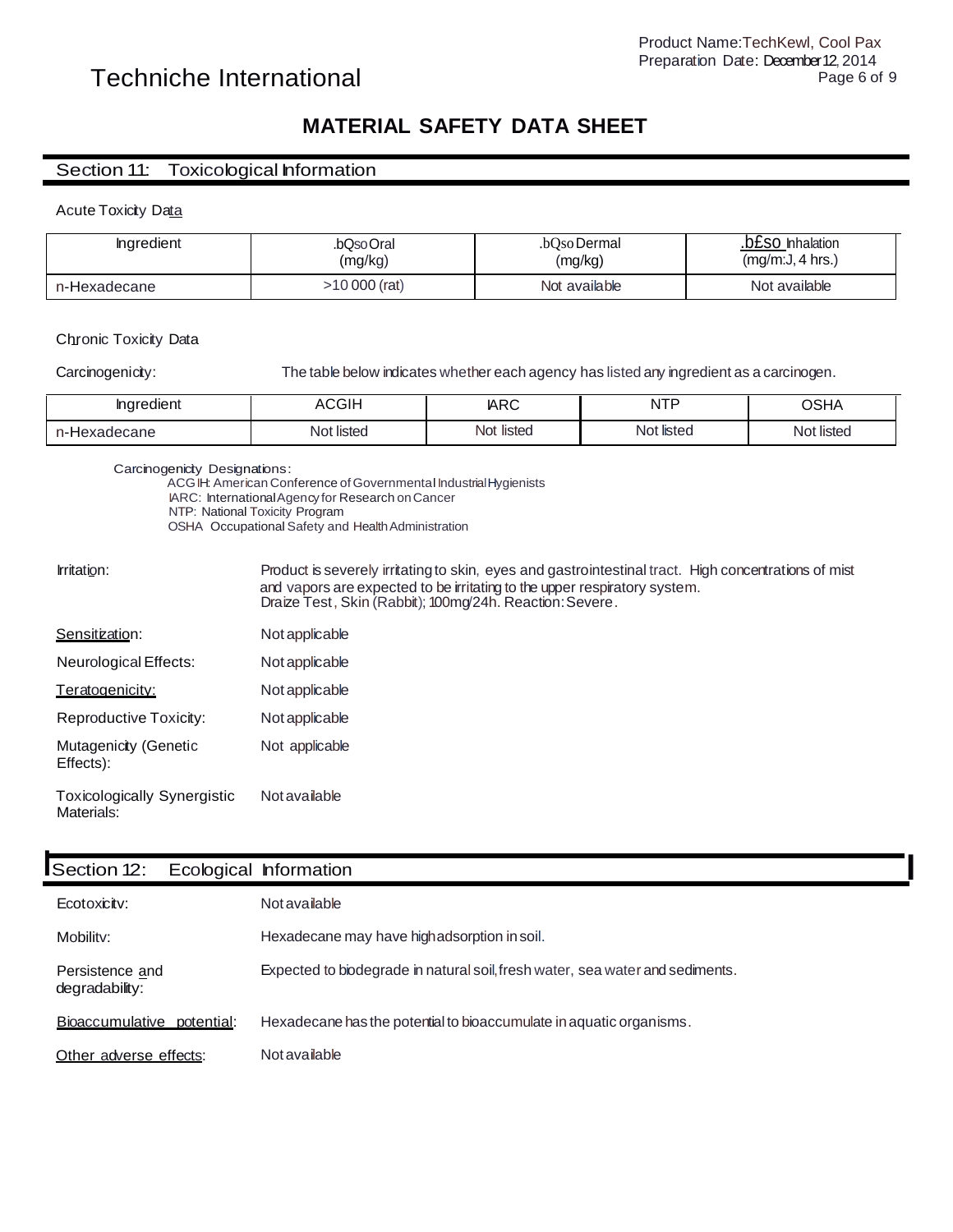# MATERIAL SAFETY DATA SHEET

## Section 11: Toxicological Information

Acute Toxicity Data

| Ingredient | $LD_{50}$ Oral (mg/kg) | $LD_{50}$ Dermal (mg/kg) | $LC_{50}$ Inhalation (mg/m³, 4 hrs.) |
|---|---|---|---|
| n-Hexadecane | >10 000 (rat) | Not available | Not available |

Chronic Toxicity Data

Carcinogenicity: The table below indicates whether each agency has listed any ingredient as a carcinogen.

| Ingredient | ACGIH | IARC | NTP | OSHA |
|---|---|---|---|---|
| n-Hexadecane | Not listed | Not listed | Not listed | Not listed |

Carcinogenicity Designations:
- ACGIH: American Conference of Governmental Industrial Hygienists
- IARC: International Agency for Research on Cancer
- NTP: National Toxicity Program
- OSHA Occupational Safety and Health Administration

Irritation: Product is severely irritating to skin, eyes and gastrointestinal tract. High concentrations of mist and vapors are expected to be irritating to the upper respiratory system. Draize Test, Skin (Rabbit); 100mg/24h. Reaction: Severe.

Sensitization: Not applicable

Neurological Effects: Not applicable

Teratogenicity: Not applicable

Reproductive Toxicity: Not applicable

Mutagenicity (Genetic Effects): Not applicable

Toxicologically Synergistic Materials: Not available

## Section 12: Ecological Information

Ecotoxicity: Not available

Mobility: Hexadecane may have high adsorption in soil.

Persistence and degradability: Expected to biodegrade in natural soil, fresh water, sea water and sediments.

Bioaccumulative potential: Hexadecane has the potential to bioaccumulate in aquatic organisms.

Other adverse effects: Not available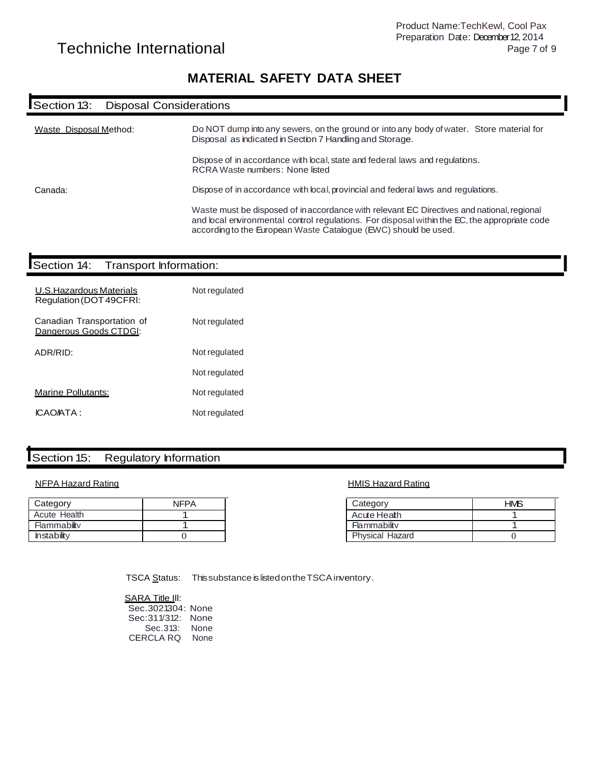# MATERIAL SAFETY DATA SHEET

## Section 13: Disposal Considerations

| | |
|---|---|
| Waste Disposal Method: | Do NOT dump into any sewers, on the ground or into any body of water. Store material for Disposal as indicated in Section 7 Handling and Storage. |
| | Dispose of in accordance with local, state and federal laws and regulations. RCRA Waste numbers: None listed |
| Canada: | Dispose of in accordance with local, provincial and federal laws and regulations. |
| | Waste must be disposed of in accordance with relevant EC Directives and national, regional and local environmental control regulations. For disposal within the EC, the appropriate code according to the European Waste Catalogue (EWC) should be used. |

## Section 14: Transport Information:

| | |
|---|---|
| U.S.Hazardous Materials Regulation (DOT 49CFR): | Not regulated |
| Canadian Transportation of Dangerous Goods CTDG): | Not regulated |
| ADR/RID: | Not regulated |
| | Not regulated |
| Marine Pollutants: | Not regulated |
| ICAO/IATA : | Not regulated |

## Section 15: Regulatory Information

**NFPA Hazard Rating**

| Category | NFPA |
|---|---|
| Acute Health | 1 |
| Flammability | 1 |
| Instability | 0 |

**HMIS Hazard Rating**

| Category | HMIS |
|---|---|
| Acute Health | 1 |
| Flammability | 1 |
| Physical Hazard | 0 |

TSCA Status: This substance is listed on the TSCA inventory.

SARA Title III:
Sec.302/304: None
Sec:311/312: None
Sec.313: None
CERCLA RQ None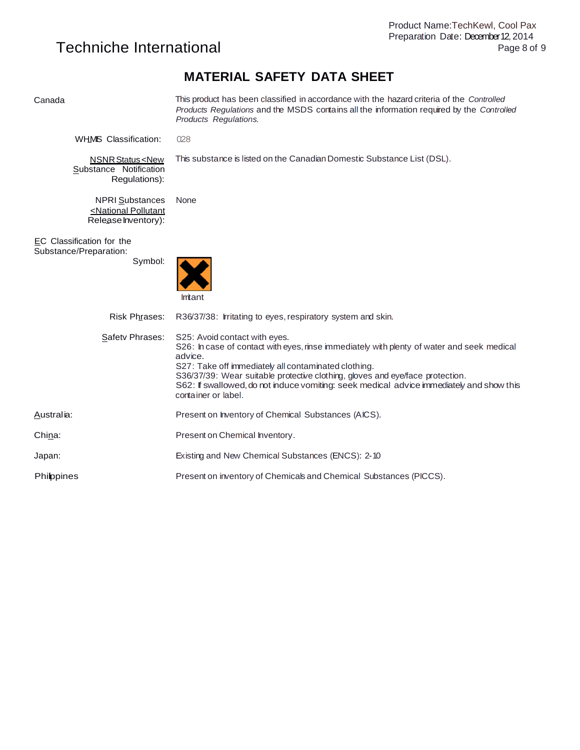## MATERIAL SAFETY DATA SHEET

**Canada**

This product has been classified in accordance with the hazard criteria of the *Controlled Products Regulations* and the MSDS contains all the information required by the *Controlled Products Regulations.*

**WHMIS Classification:** 028

**NSNR Status <New Substance Notification Regulations):** This substance is listed on the Canadian Domestic Substance List (DSL).

**NPRI Substances <National Pollutant Release Inventory):** None

**EC Classification for the Substance/Preparation:**

**Symbol:** Irritant

**Risk Phrases:** R36/37/38: Irritating to eyes, respiratory system and skin.

**Safetv Phrases:**

S25: Avoid contact with eyes.
S26: In case of contact with eyes, rinse immediately with plenty of water and seek medical advice.
S27: Take off immediately all contaminated clothing.
S36/37/39: Wear suitable protective clothing, gloves and eye/face protection.
S62: If swallowed, do not induce vomiting: seek medical advice immediately and show this container or label.

**Australia:** Present on Inventory of Chemical Substances (AICS).

**China:** Present on Chemical Inventory.

**Japan:** Existing and New Chemical Substances (ENCS): 2-10

**Philippines** Present on inventory of Chemicals and Chemical Substances (PICCS).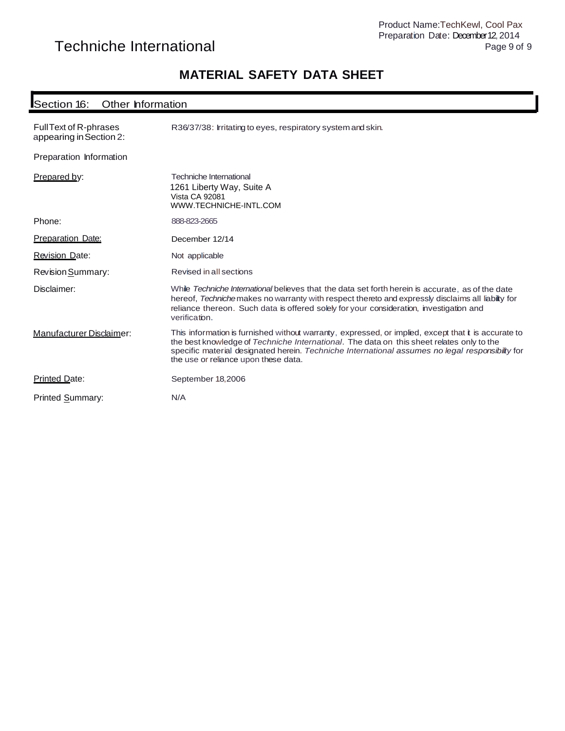# MATERIAL SAFETY DATA SHEET

## Section 16: Other Information

| | |
|---|---|
| Full Text of R-phrases appearing in Section 2: | R36/37/38: Irritating to eyes, respiratory system and skin. |
| Preparation Information | |
| Prepared by: | Techniche International<br>1261 Liberty Way, Suite A<br>Vista CA 92081<br>WWW.TECHNICHE-INTL.COM |
| Phone: | 888-823-2665 |
| Preparation Date: | December 12/14 |
| Revision Date: | Not applicable |
| Revision Summary: | Revised in all sections |
| Disclaimer: | While *Techniche International* believes that the data set forth herein is accurate, as of the date hereof, *Techniche* makes no warranty with respect thereto and expressly disclaims all liability for reliance thereon. Such data is offered solely for your consideration, investigation and verification. |
| Manufacturer Disclaimer: | This information is furnished without warranty, expressed, or implied, except that it is accurate to the best knowledge of *Techniche International*. The data on this sheet relates only to the specific material designated herein. *Techniche International assumes no legal responsibility* for the use or reliance upon these data. |
| Printed Date: | September 18,2006 |
| Printed Summary: | N/A |